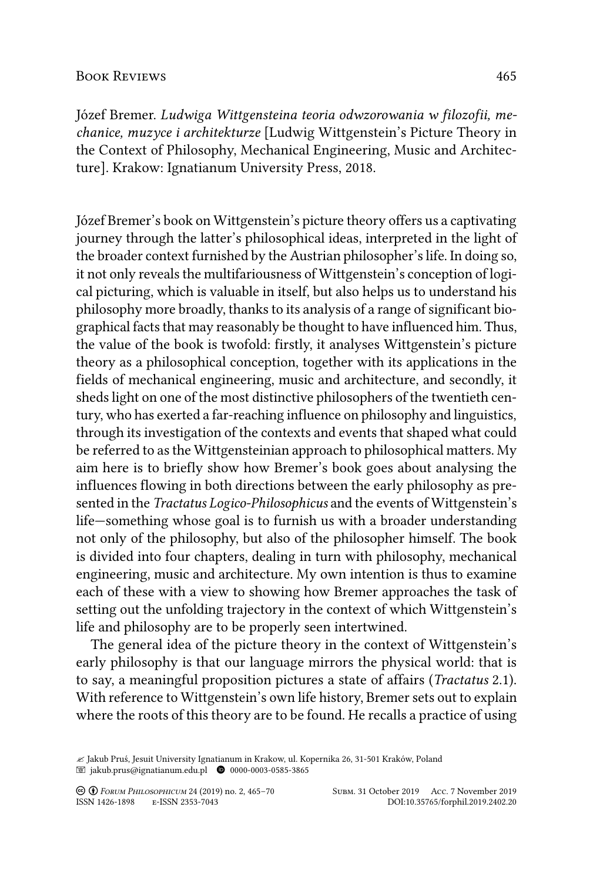Józef Bremer. *Ludwiga Wittgensteina teoria odwzorowania w filozofii, mechanice, muzyce i architekturze* [Ludwig Wittgenstein's Picture Theory in the Context of Philosophy, Mechanical Engineering, Music and Architecture]. Krakow: Ignatianum University Press, 2018.

Józef Bremer's book on Wittgenstein's picture theory offers us a captivating journey through the latter's philosophical ideas, interpreted in the light of the broader context furnished by the Austrian philosopher's life. In doing so, it not only reveals the multifariousness of Wittgenstein's conception of logical picturing, which is valuable in itself, but also helps us to understand his philosophy more broadly, thanks to its analysis of a range of significant biographical facts that may reasonably be thought to have influenced him. Thus, the value of the book is twofold: firstly, it analyses Wittgenstein's picture theory as a philosophical conception, together with its applications in the fields of mechanical engineering, music and architecture, and secondly, it sheds light on one of the most distinctive philosophers of the twentieth century, who has exerted a far-reaching influence on philosophy and linguistics, through its investigation of the contexts and events that shaped what could be referred to as the Wittgensteinian approach to philosophical matters. My aim here is to briefly show how Bremer's book goes about analysing the influences flowing in both directions between the early philosophy as presented in the *Tractatus Logico-Philosophicus* and the events of Wittgenstein's life—something whose goal is to furnish us with a broader understanding not only of the philosophy, but also of the philosopher himself. The book is divided into four chapters, dealing in turn with philosophy, mechanical engineering, music and architecture. My own intention is thus to examine each of these with a view to showing how Bremer approaches the task of setting out the unfolding trajectory in the context of which Wittgenstein's life and philosophy are to be properly seen intertwined.

The general idea of the picture theory in the context of Wittgenstein's early philosophy is that our language mirrors the physical world: that is to say, a meaningful proposition pictures a state of affairs (*Tractatus* 2.1). With reference to Wittgenstein's own life history, Bremer sets out to explain where the roots of this theory are to be found. He recalls a practice of using

---

✍ Jakub Pruś, Jesuit University Ignatianum in Krakow, ul. Kopernika 26, 31-501 Kraków, Poland
✉ jakub.prus@ignatianum.edu.pl 0000-0003-0585-3865

Subm. 31 October 2019 Acc. 7 November 2019
DOI:10.35765/forphil.2019.2402.20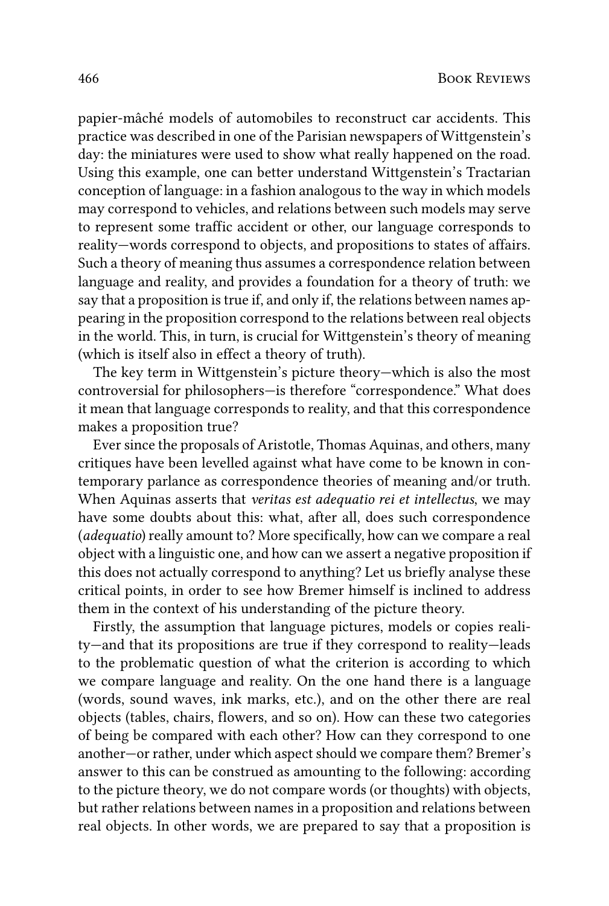papier-mâché models of automobiles to reconstruct car accidents. This practice was described in one of the Parisian newspapers of Wittgenstein's day: the miniatures were used to show what really happened on the road. Using this example, one can better understand Wittgenstein's Tractarian conception of language: in a fashion analogous to the way in which models may correspond to vehicles, and relations between such models may serve to represent some traffic accident or other, our language corresponds to reality—words correspond to objects, and propositions to states of affairs. Such a theory of meaning thus assumes a correspondence relation between language and reality, and provides a foundation for a theory of truth: we say that a proposition is true if, and only if, the relations between names appearing in the proposition correspond to the relations between real objects in the world. This, in turn, is crucial for Wittgenstein's theory of meaning (which is itself also in effect a theory of truth).

The key term in Wittgenstein's picture theory—which is also the most controversial for philosophers—is therefore "correspondence." What does it mean that language corresponds to reality, and that this correspondence makes a proposition true?

Ever since the proposals of Aristotle, Thomas Aquinas, and others, many critiques have been levelled against what have come to be known in contemporary parlance as correspondence theories of meaning and/or truth. When Aquinas asserts that *veritas est adequatio rei et intellectus*, we may have some doubts about this: what, after all, does such correspondence (*adequatio*) really amount to? More specifically, how can we compare a real object with a linguistic one, and how can we assert a negative proposition if this does not actually correspond to anything? Let us briefly analyse these critical points, in order to see how Bremer himself is inclined to address them in the context of his understanding of the picture theory.

Firstly, the assumption that language pictures, models or copies reality—and that its propositions are true if they correspond to reality—leads to the problematic question of what the criterion is according to which we compare language and reality. On the one hand there is a language (words, sound waves, ink marks, etc.), and on the other there are real objects (tables, chairs, flowers, and so on). How can these two categories of being be compared with each other? How can they correspond to one another—or rather, under which aspect should we compare them? Bremer's answer to this can be construed as amounting to the following: according to the picture theory, we do not compare words (or thoughts) with objects, but rather relations between names in a proposition and relations between real objects. In other words, we are prepared to say that a proposition is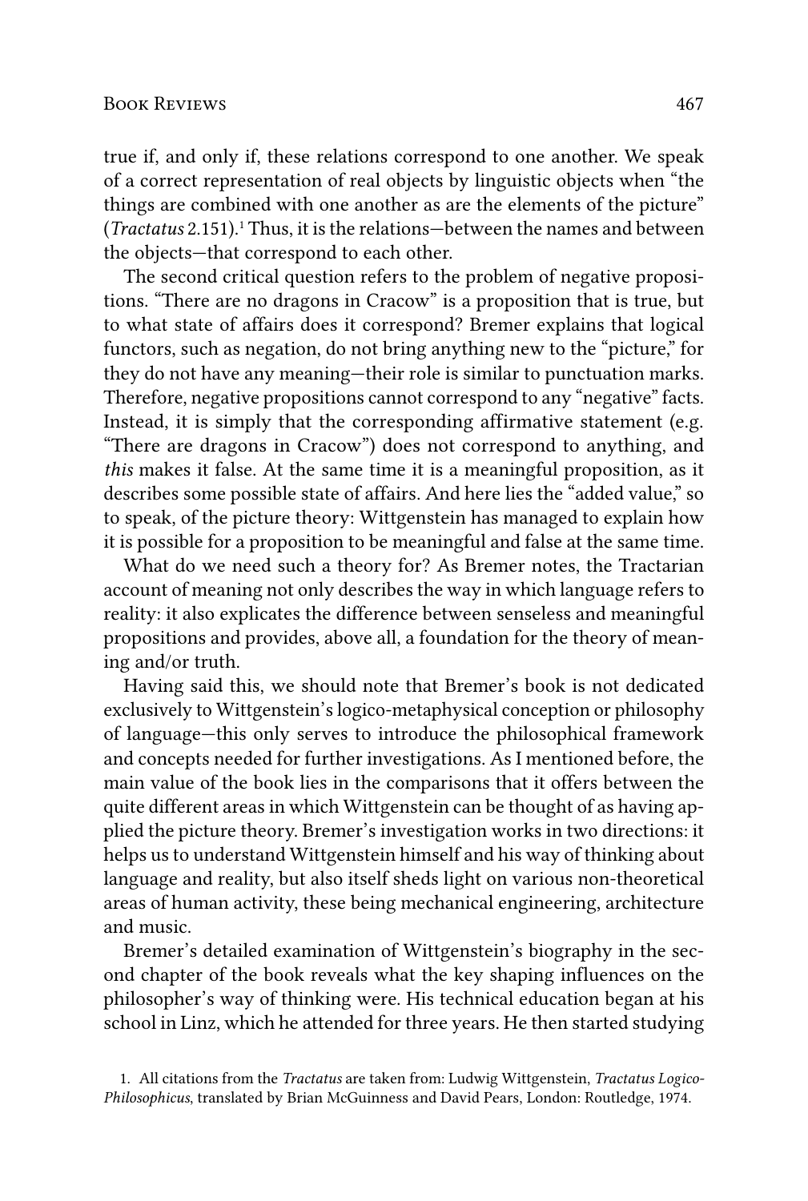true if, and only if, these relations correspond to one another. We speak of a correct representation of real objects by linguistic objects when "the things are combined with one another as are the elements of the picture" (*Tractatus* 2.151).[1] Thus, it is the relations—between the names and between the objects—that correspond to each other.

The second critical question refers to the problem of negative propositions. "There are no dragons in Cracow" is a proposition that is true, but to what state of affairs does it correspond? Bremer explains that logical functors, such as negation, do not bring anything new to the "picture," for they do not have any meaning—their role is similar to punctuation marks. Therefore, negative propositions cannot correspond to any "negative" facts. Instead, it is simply that the corresponding affirmative statement (e.g. "There are dragons in Cracow") does not correspond to anything, and *this* makes it false. At the same time it is a meaningful proposition, as it describes some possible state of affairs. And here lies the "added value," so to speak, of the picture theory: Wittgenstein has managed to explain how it is possible for a proposition to be meaningful and false at the same time.

What do we need such a theory for? As Bremer notes, the Tractarian account of meaning not only describes the way in which language refers to reality: it also explicates the difference between senseless and meaningful propositions and provides, above all, a foundation for the theory of meaning and/or truth.

Having said this, we should note that Bremer's book is not dedicated exclusively to Wittgenstein's logico-metaphysical conception or philosophy of language—this only serves to introduce the philosophical framework and concepts needed for further investigations. As I mentioned before, the main value of the book lies in the comparisons that it offers between the quite different areas in which Wittgenstein can be thought of as having applied the picture theory. Bremer's investigation works in two directions: it helps us to understand Wittgenstein himself and his way of thinking about language and reality, but also itself sheds light on various non-theoretical areas of human activity, these being mechanical engineering, architecture and music.

Bremer's detailed examination of Wittgenstein's biography in the second chapter of the book reveals what the key shaping influences on the philosopher's way of thinking were. His technical education began at his school in Linz, which he attended for three years. He then started studying

1. All citations from the *Tractatus* are taken from: Ludwig Wittgenstein, *Tractatus Logico-Philosophicus*, translated by Brian McGuinness and David Pears, London: Routledge, 1974.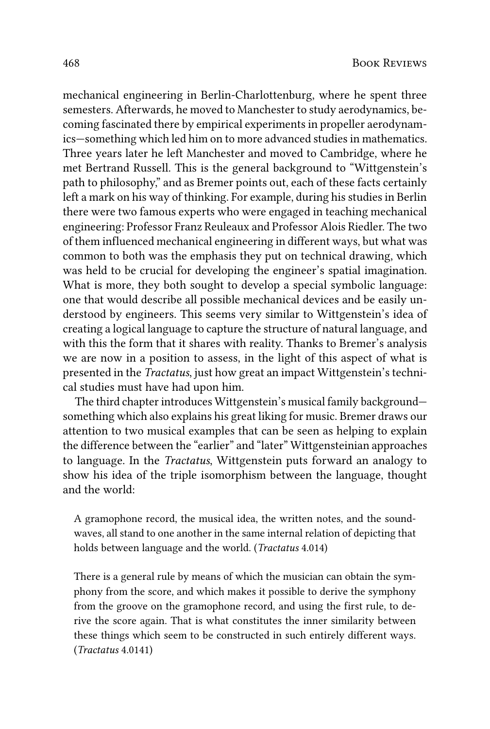mechanical engineering in Berlin-Charlottenburg, where he spent three semesters. Afterwards, he moved to Manchester to study aerodynamics, becoming fascinated there by empirical experiments in propeller aerodynamics—something which led him on to more advanced studies in mathematics. Three years later he left Manchester and moved to Cambridge, where he met Bertrand Russell. This is the general background to "Wittgenstein's path to philosophy," and as Bremer points out, each of these facts certainly left a mark on his way of thinking. For example, during his studies in Berlin there were two famous experts who were engaged in teaching mechanical engineering: Professor Franz Reuleaux and Professor Alois Riedler. The two of them influenced mechanical engineering in different ways, but what was common to both was the emphasis they put on technical drawing, which was held to be crucial for developing the engineer's spatial imagination. What is more, they both sought to develop a special symbolic language: one that would describe all possible mechanical devices and be easily understood by engineers. This seems very similar to Wittgenstein's idea of creating a logical language to capture the structure of natural language, and with this the form that it shares with reality. Thanks to Bremer's analysis we are now in a position to assess, in the light of this aspect of what is presented in the *Tractatus*, just how great an impact Wittgenstein's technical studies must have had upon him.

The third chapter introduces Wittgenstein's musical family background—something which also explains his great liking for music. Bremer draws our attention to two musical examples that can be seen as helping to explain the difference between the "earlier" and "later" Wittgensteinian approaches to language. In the *Tractatus*, Wittgenstein puts forward an analogy to show his idea of the triple isomorphism between the language, thought and the world:

> A gramophone record, the musical idea, the written notes, and the sound-waves, all stand to one another in the same internal relation of depicting that holds between language and the world. (*Tractatus* 4.014)

> There is a general rule by means of which the musician can obtain the symphony from the score, and which makes it possible to derive the symphony from the groove on the gramophone record, and using the first rule, to derive the score again. That is what constitutes the inner similarity between these things which seem to be constructed in such entirely different ways. (*Tractatus* 4.0141)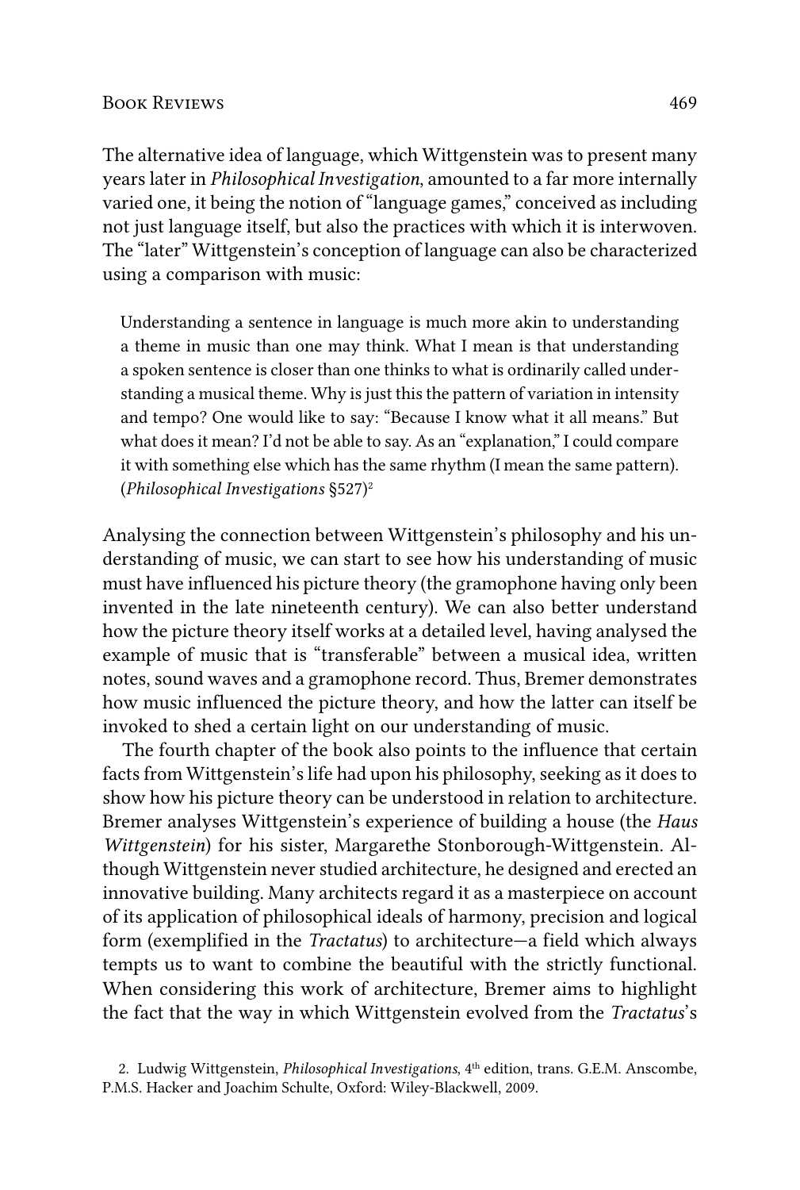The alternative idea of language, which Wittgenstein was to present many years later in *Philosophical Investigation*, amounted to a far more internally varied one, it being the notion of "language games," conceived as including not just language itself, but also the practices with which it is interwoven. The "later" Wittgenstein's conception of language can also be characterized using a comparison with music:

> Understanding a sentence in language is much more akin to understanding a theme in music than one may think. What I mean is that understanding a spoken sentence is closer than one thinks to what is ordinarily called understanding a musical theme. Why is just this the pattern of variation in intensity and tempo? One would like to say: "Because I know what it all means." But what does it mean? I'd not be able to say. As an "explanation," I could compare it with something else which has the same rhythm (I mean the same pattern). (*Philosophical Investigations* §527)[2]

Analysing the connection between Wittgenstein's philosophy and his understanding of music, we can start to see how his understanding of music must have influenced his picture theory (the gramophone having only been invented in the late nineteenth century). We can also better understand how the picture theory itself works at a detailed level, having analysed the example of music that is "transferable" between a musical idea, written notes, sound waves and a gramophone record. Thus, Bremer demonstrates how music influenced the picture theory, and how the latter can itself be invoked to shed a certain light on our understanding of music.

The fourth chapter of the book also points to the influence that certain facts from Wittgenstein's life had upon his philosophy, seeking as it does to show how his picture theory can be understood in relation to architecture. Bremer analyses Wittgenstein's experience of building a house (the *Haus Wittgenstein*) for his sister, Margarethe Stonborough-Wittgenstein. Although Wittgenstein never studied architecture, he designed and erected an innovative building. Many architects regard it as a masterpiece on account of its application of philosophical ideals of harmony, precision and logical form (exemplified in the *Tractatus*) to architecture—a field which always tempts us to want to combine the beautiful with the strictly functional. When considering this work of architecture, Bremer aims to highlight the fact that the way in which Wittgenstein evolved from the *Tractatus*'s

2. Ludwig Wittgenstein, *Philosophical Investigations*, 4th edition, trans. G.E.M. Anscombe, P.M.S. Hacker and Joachim Schulte, Oxford: Wiley-Blackwell, 2009.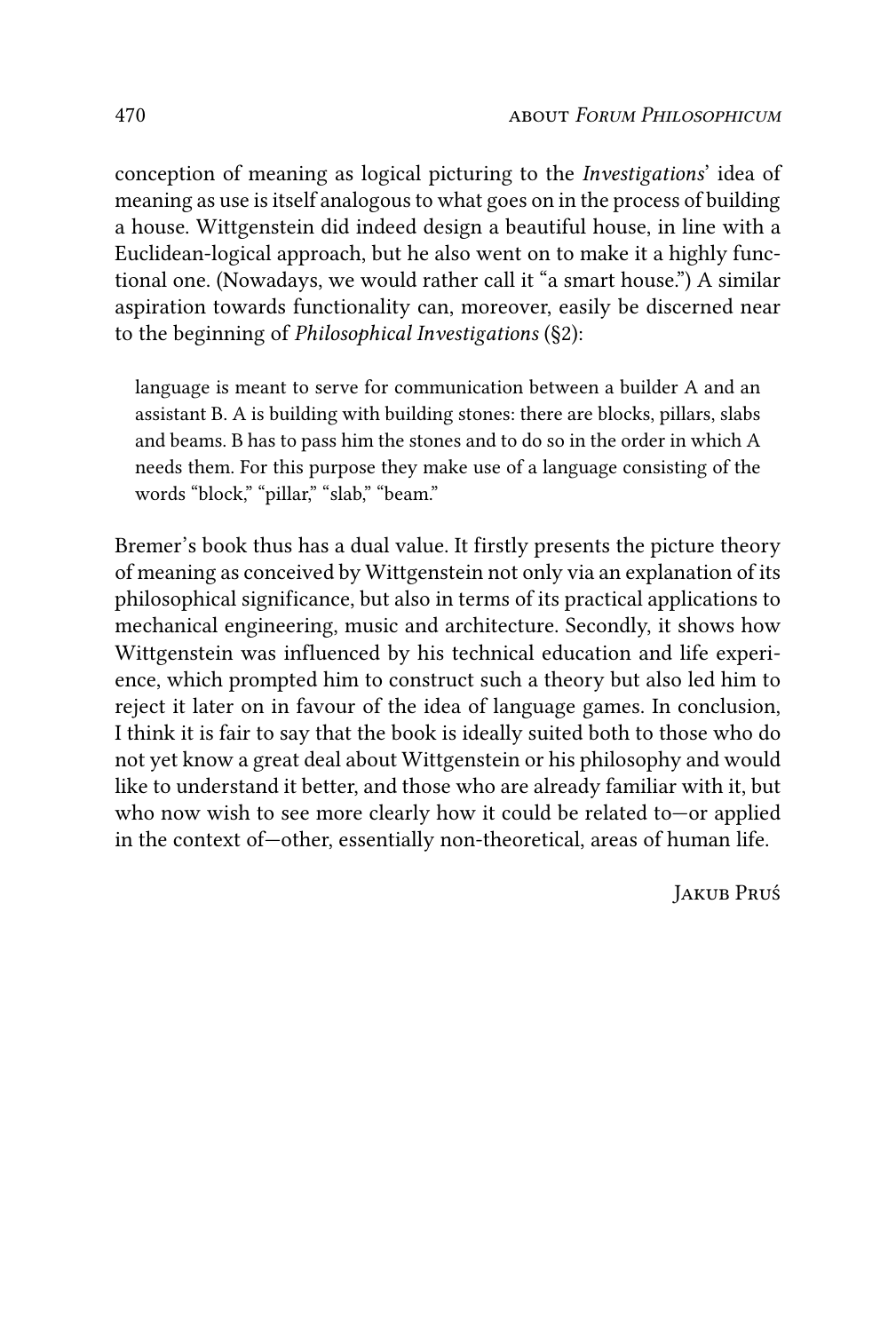conception of meaning as logical picturing to the *Investigations*' idea of meaning as use is itself analogous to what goes on in the process of building a house. Wittgenstein did indeed design a beautiful house, in line with a Euclidean-logical approach, but he also went on to make it a highly functional one. (Nowadays, we would rather call it "a smart house.") A similar aspiration towards functionality can, moreover, easily be discerned near to the beginning of *Philosophical Investigations* (§2):

> language is meant to serve for communication between a builder A and an assistant B. A is building with building stones: there are blocks, pillars, slabs and beams. B has to pass him the stones and to do so in the order in which A needs them. For this purpose they make use of a language consisting of the words "block," "pillar," "slab," "beam."

Bremer's book thus has a dual value. It firstly presents the picture theory of meaning as conceived by Wittgenstein not only via an explanation of its philosophical significance, but also in terms of its practical applications to mechanical engineering, music and architecture. Secondly, it shows how Wittgenstein was influenced by his technical education and life experience, which prompted him to construct such a theory but also led him to reject it later on in favour of the idea of language games. In conclusion, I think it is fair to say that the book is ideally suited both to those who do not yet know a great deal about Wittgenstein or his philosophy and would like to understand it better, and those who are already familiar with it, but who now wish to see more clearly how it could be related to—or applied in the context of—other, essentially non-theoretical, areas of human life.

Jakub Pruś